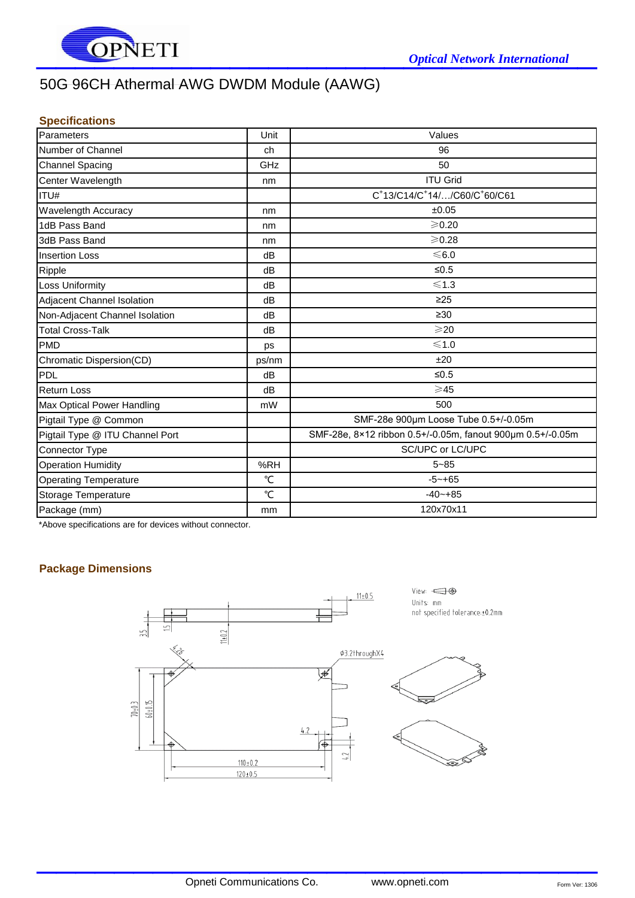*Optical Network International*

# 50G 96CH Athermal AWG DWDM Module (AAWG)

## Specifications

| Parameters | Unit | Values |
|---|---|---|
| Number of Channel | ch | 96 |
| Channel Spacing | GHz | 50 |
| Center Wavelength | nm | ITU Grid |
| ITU# | | $C^{+}13$/C14/$C^{+}14$/…/C60/$C^{+}60$/C61 |
| Wavelength Accuracy | nm | ±0.05 |
| 1dB Pass Band | nm | ≥0.20 |
| 3dB Pass Band | nm | ≥0.28 |
| Insertion Loss | dB | ≤6.0 |
| Ripple | dB | ≤0.5 |
| Loss Uniformity | dB | ≤1.3 |
| Adjacent Channel Isolation | dB | ≥25 |
| Non-Adjacent Channel Isolation | dB | ≥30 |
| Total Cross-Talk | dB | ≥20 |
| PMD | ps | ≤1.0 |
| Chromatic Dispersion(CD) | ps/nm | ±20 |
| PDL | dB | ≤0.5 |
| Return Loss | dB | ≥45 |
| Max Optical Power Handling | mW | 500 |
| Pigtail Type @ Common | | SMF-28e 900μm Loose Tube 0.5+/-0.05m |
| Pigtail Type @ ITU Channel Port | | SMF-28e, 8×12 ribbon 0.5+/-0.05m, fanout 900μm 0.5+/-0.05m |
| Connector Type | | SC/UPC or LC/UPC |
| Operation Humidity | %RH | 5~85 |
| Operating Temperature | ℃ | -5~+65 |
| Storage Temperature | ℃ | -40~+85 |
| Package (mm) | mm | 120x70x11 |

*Above specifications are for devices without connector.

## Package Dimensions

View:
Units: mm
not specified tolerance:±0.2mm

11±0.5
3.5
1.5
11±0.2
4.26
ϕ3.2throughX4
70±0.3
60±0.15
4.2
4.2
110±0.2
120±0.5

Opneti Communications Co. www.opneti.com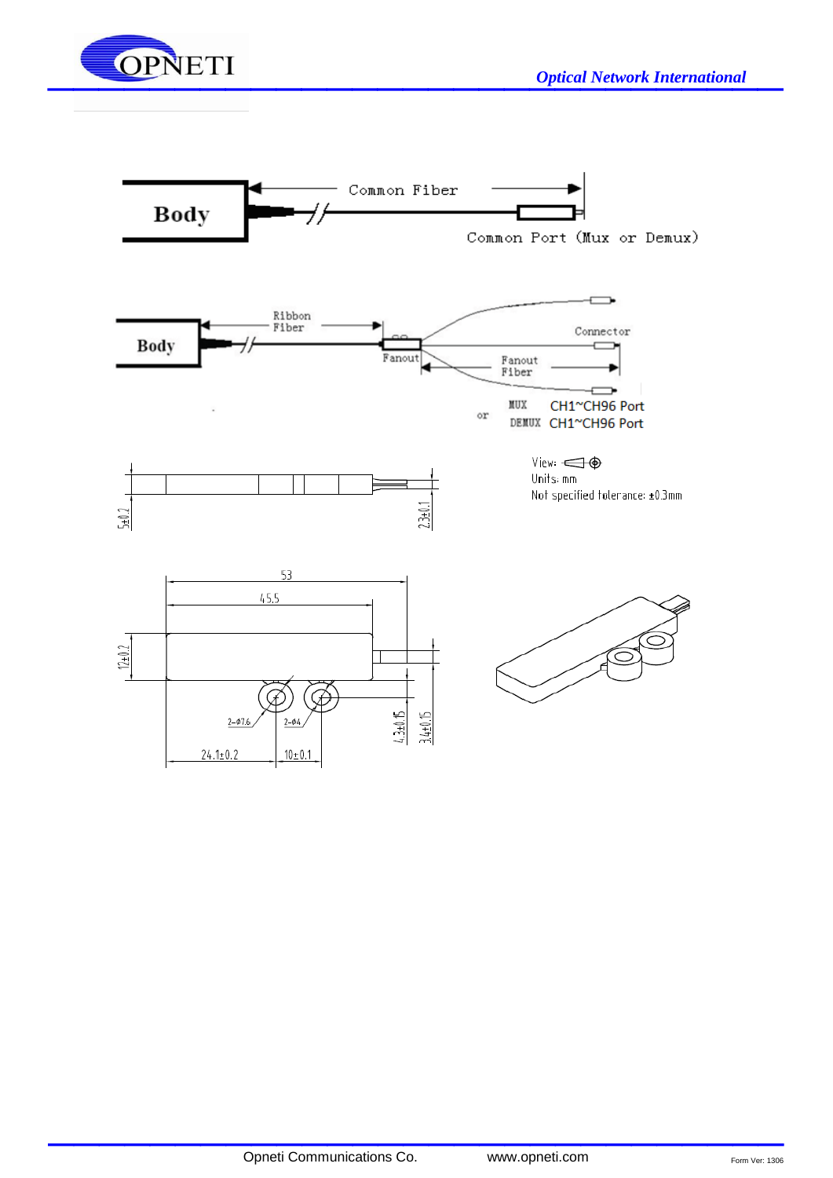Body

Common Fiber

Common Port (Mux or Demux)

Body

Ribbon Fiber

Fanout

Connector

Fanout Fiber

or

MUX CH1~CH96 Port

DEMUX CH1~CH96 Port

5±0.2

2.3±0.1

View:

Units: mm

Not specified tolerance: ±0.3mm

53

45.5

12±0.2

2-Φ7.6

2-Φ4

4.3±0.15

3.4±0.15

24.1±0.2

10±0.1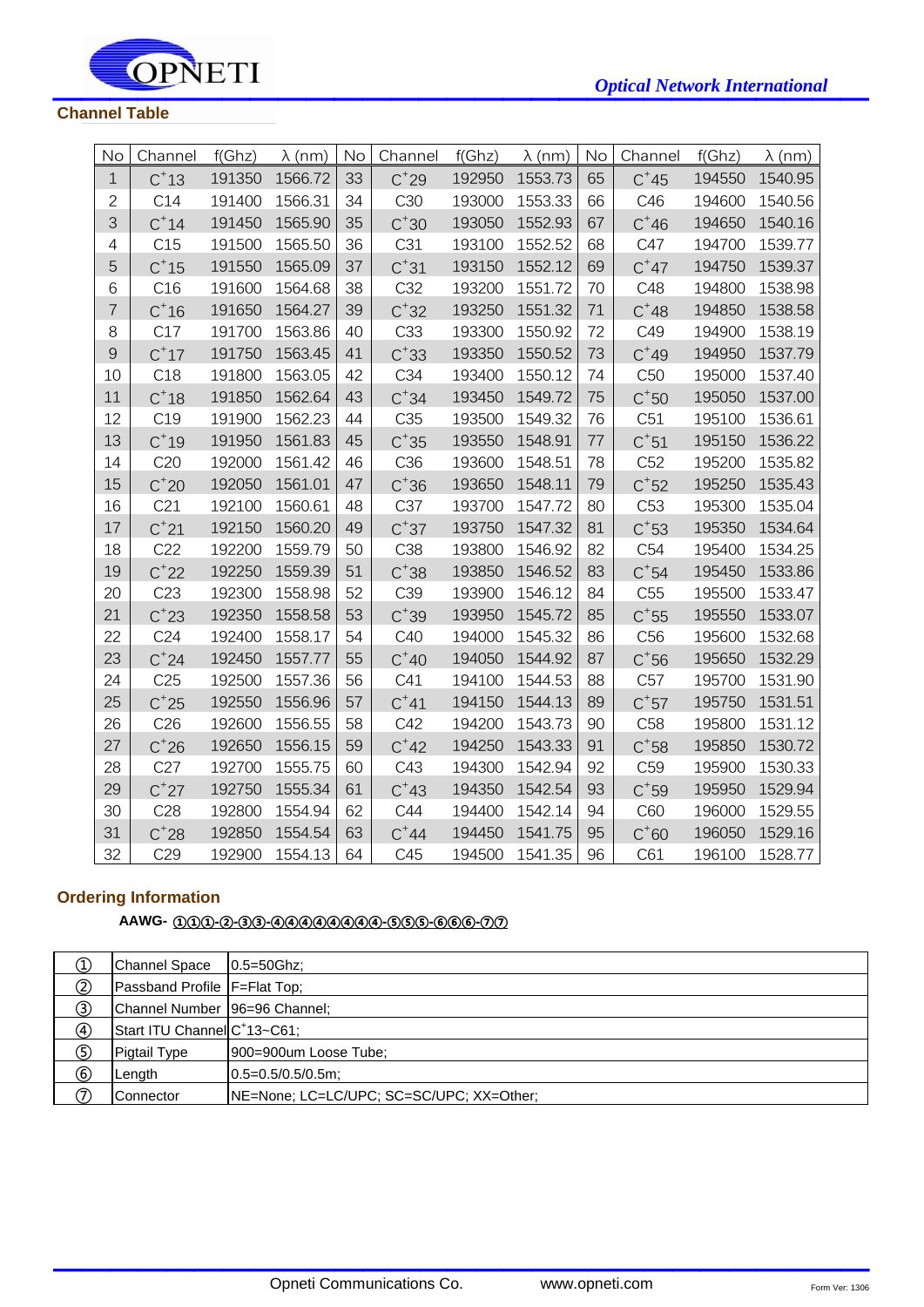## Channel Table

| No | Channel | f(Ghz) | λ (nm) | No | Channel | f(Ghz) | λ (nm) | No | Channel | f(Ghz) | λ (nm) |
|---|---|---|---|---|---|---|---|---|---|---|---|
| 1 | C+13 | 191350 | 1566.72 | 33 | C+29 | 192950 | 1553.73 | 65 | C+45 | 194550 | 1540.95 |
| 2 | C14 | 191400 | 1566.31 | 34 | C30 | 193000 | 1553.33 | 66 | C46 | 194600 | 1540.56 |
| 3 | C+14 | 191450 | 1565.90 | 35 | C+30 | 193050 | 1552.93 | 67 | C+46 | 194650 | 1540.16 |
| 4 | C15 | 191500 | 1565.50 | 36 | C31 | 193100 | 1552.52 | 68 | C47 | 194700 | 1539.77 |
| 5 | C+15 | 191550 | 1565.09 | 37 | C+31 | 193150 | 1552.12 | 69 | C+47 | 194750 | 1539.37 |
| 6 | C16 | 191600 | 1564.68 | 38 | C32 | 193200 | 1551.72 | 70 | C48 | 194800 | 1538.98 |
| 7 | C+16 | 191650 | 1564.27 | 39 | C+32 | 193250 | 1551.32 | 71 | C+48 | 194850 | 1538.58 |
| 8 | C17 | 191700 | 1563.86 | 40 | C33 | 193300 | 1550.92 | 72 | C49 | 194900 | 1538.19 |
| 9 | C+17 | 191750 | 1563.45 | 41 | C+33 | 193350 | 1550.52 | 73 | C+49 | 194950 | 1537.79 |
| 10 | C18 | 191800 | 1563.05 | 42 | C34 | 193400 | 1550.12 | 74 | C50 | 195000 | 1537.40 |
| 11 | C+18 | 191850 | 1562.64 | 43 | C+34 | 193450 | 1549.72 | 75 | C+50 | 195050 | 1537.00 |
| 12 | C19 | 191900 | 1562.23 | 44 | C35 | 193500 | 1549.32 | 76 | C51 | 195100 | 1536.61 |
| 13 | C+19 | 191950 | 1561.83 | 45 | C+35 | 193550 | 1548.91 | 77 | C+51 | 195150 | 1536.22 |
| 14 | C20 | 192000 | 1561.42 | 46 | C36 | 193600 | 1548.51 | 78 | C52 | 195200 | 1535.82 |
| 15 | C+20 | 192050 | 1561.01 | 47 | C+36 | 193650 | 1548.11 | 79 | C+52 | 195250 | 1535.43 |
| 16 | C21 | 192100 | 1560.61 | 48 | C37 | 193700 | 1547.72 | 80 | C53 | 195300 | 1535.04 |
| 17 | C+21 | 192150 | 1560.20 | 49 | C+37 | 193750 | 1547.32 | 81 | C+53 | 195350 | 1534.64 |
| 18 | C22 | 192200 | 1559.79 | 50 | C38 | 193800 | 1546.92 | 82 | C54 | 195400 | 1534.25 |
| 19 | C+22 | 192250 | 1559.39 | 51 | C+38 | 193850 | 1546.52 | 83 | C+54 | 195450 | 1533.86 |
| 20 | C23 | 192300 | 1558.98 | 52 | C39 | 193900 | 1546.12 | 84 | C55 | 195500 | 1533.47 |
| 21 | C+23 | 192350 | 1558.58 | 53 | C+39 | 193950 | 1545.72 | 85 | C+55 | 195550 | 1533.07 |
| 22 | C24 | 192400 | 1558.17 | 54 | C40 | 194000 | 1545.32 | 86 | C56 | 195600 | 1532.68 |
| 23 | C+24 | 192450 | 1557.77 | 55 | C+40 | 194050 | 1544.92 | 87 | C+56 | 195650 | 1532.29 |
| 24 | C25 | 192500 | 1557.36 | 56 | C41 | 194100 | 1544.53 | 88 | C57 | 195700 | 1531.90 |
| 25 | C+25 | 192550 | 1556.96 | 57 | C+41 | 194150 | 1544.13 | 89 | C+57 | 195750 | 1531.51 |
| 26 | C26 | 192600 | 1556.55 | 58 | C42 | 194200 | 1543.73 | 90 | C58 | 195800 | 1531.12 |
| 27 | C+26 | 192650 | 1556.15 | 59 | C+42 | 194250 | 1543.33 | 91 | C+58 | 195850 | 1530.72 |
| 28 | C27 | 192700 | 1555.75 | 60 | C43 | 194300 | 1542.94 | 92 | C59 | 195900 | 1530.33 |
| 29 | C+27 | 192750 | 1555.34 | 61 | C+43 | 194350 | 1542.54 | 93 | C+59 | 195950 | 1529.94 |
| 30 | C28 | 192800 | 1554.94 | 62 | C44 | 194400 | 1542.14 | 94 | C60 | 196000 | 1529.55 |
| 31 | C+28 | 192850 | 1554.54 | 63 | C+44 | 194450 | 1541.75 | 95 | C+60 | 196050 | 1529.16 |
| 32 | C29 | 192900 | 1554.13 | 64 | C45 | 194500 | 1541.35 | 96 | C61 | 196100 | 1528.77 |

## Ordering Information

**AAWG- ①①①-②-③③-④④④④④④④④-⑤⑤⑤-⑥⑥⑥-⑦⑦**

| | | |
|---|---|---|
| ① | Channel Space | 0.5=50Ghz; |
| ② | Passband Profile | F=Flat Top; |
| ③ | Channel Number | 96=96 Channel; |
| ④ | Start ITU Channel | C+13~C61; |
| ⑤ | Pigtail Type | 900=900um Loose Tube; |
| ⑥ | Length | 0.5=0.5/0.5/0.5m; |
| ⑦ | Connector | NE=None; LC=LC/UPC; SC=SC/UPC; XX=Other; |